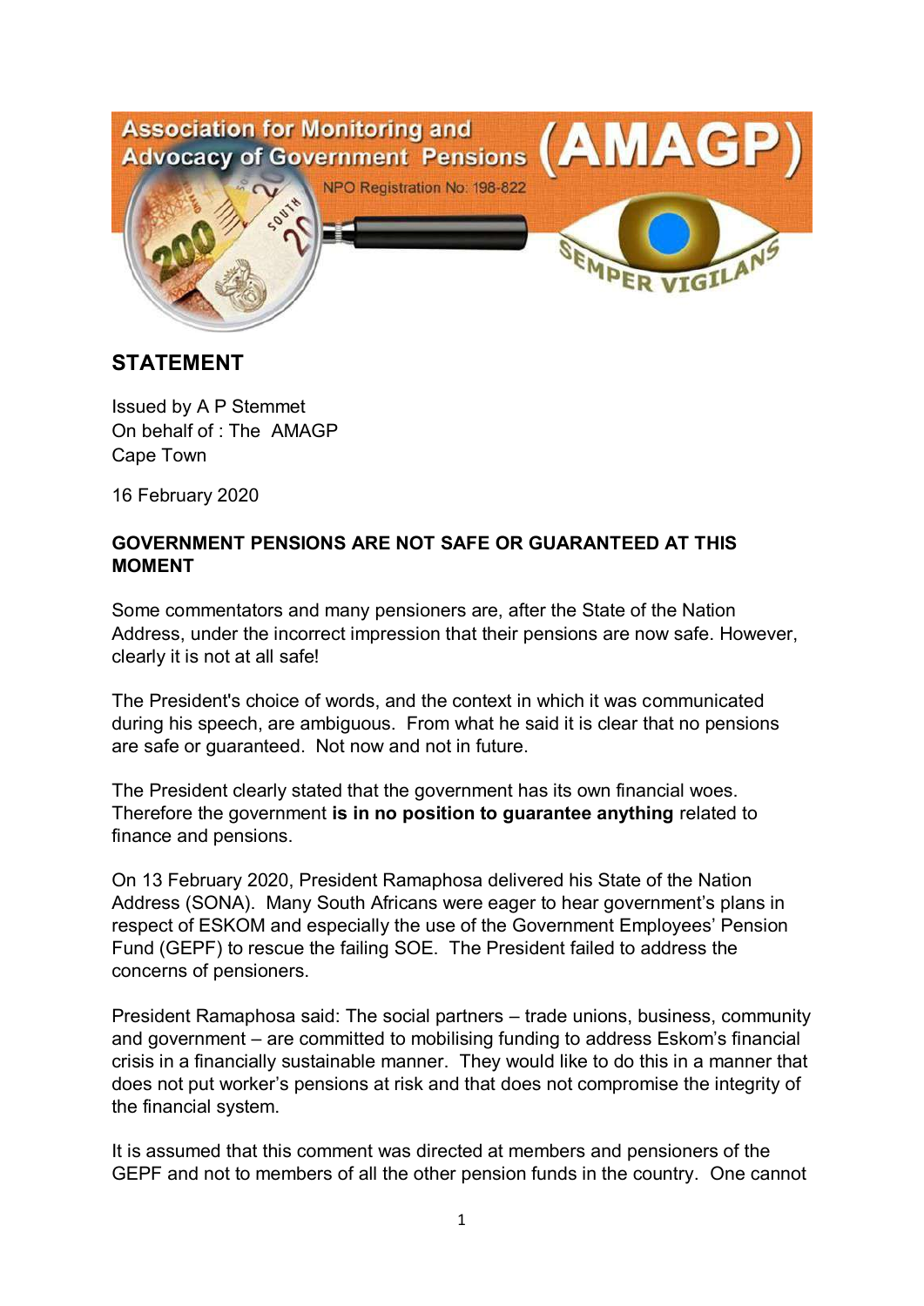Association for Monitoring and Advocacy of Government Pensions (AMAGP)

NPO Registration No: 198-822

SEMPER VIGILANS

## STATEMENT

Issued by A P Stemmet
On behalf of : The AMAGP
Cape Town

16 February 2020

**GOVERNMENT PENSIONS ARE NOT SAFE OR GUARANTEED AT THIS MOMENT**

Some commentators and many pensioners are, after the State of the Nation Address, under the incorrect impression that their pensions are now safe. However, clearly it is not at all safe!

The President's choice of words, and the context in which it was communicated during his speech, are ambiguous. From what he said it is clear that no pensions are safe or guaranteed. Not now and not in future.

The President clearly stated that the government has its own financial woes. Therefore the government **is in no position to guarantee anything** related to finance and pensions.

On 13 February 2020, President Ramaphosa delivered his State of the Nation Address (SONA). Many South Africans were eager to hear government's plans in respect of ESKOM and especially the use of the Government Employees' Pension Fund (GEPF) to rescue the failing SOE. The President failed to address the concerns of pensioners.

President Ramaphosa said: The social partners – trade unions, business, community and government – are committed to mobilising funding to address Eskom's financial crisis in a financially sustainable manner. They would like to do this in a manner that does not put worker's pensions at risk and that does not compromise the integrity of the financial system.

It is assumed that this comment was directed at members and pensioners of the GEPF and not to members of all the other pension funds in the country. One cannot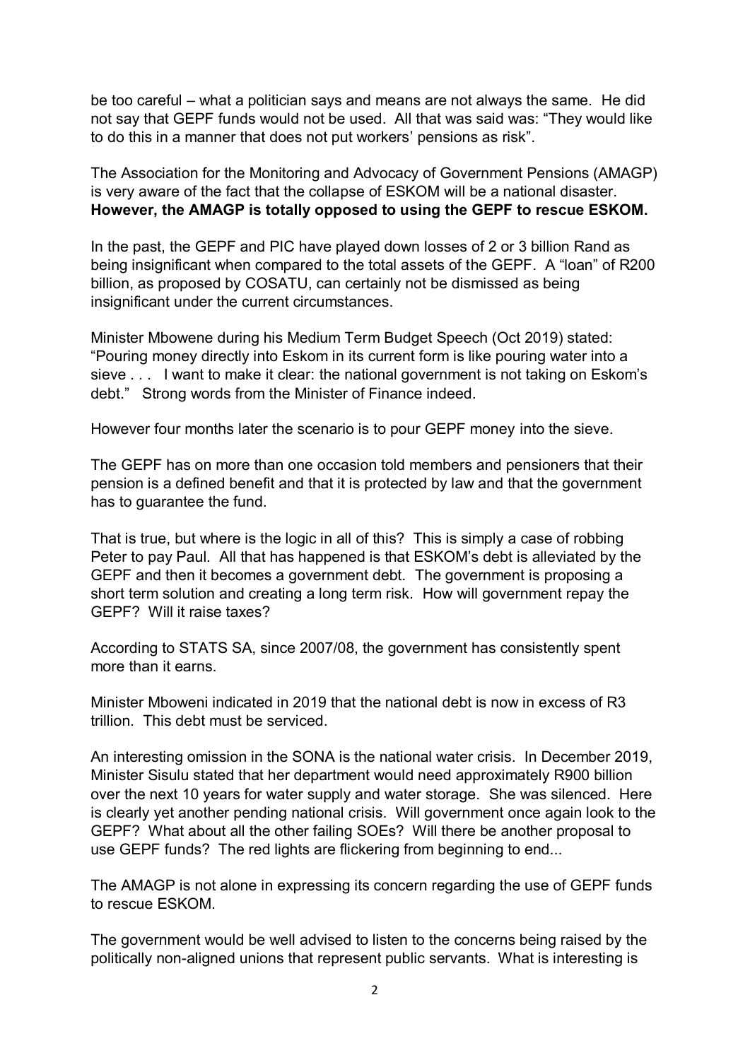be too careful – what a politician says and means are not always the same. He did not say that GEPF funds would not be used. All that was said was: "They would like to do this in a manner that does not put workers' pensions as risk".

The Association for the Monitoring and Advocacy of Government Pensions (AMAGP) is very aware of the fact that the collapse of ESKOM will be a national disaster. **However, the AMAGP is totally opposed to using the GEPF to rescue ESKOM.**

In the past, the GEPF and PIC have played down losses of 2 or 3 billion Rand as being insignificant when compared to the total assets of the GEPF. A "loan" of R200 billion, as proposed by COSATU, can certainly not be dismissed as being insignificant under the current circumstances.

Minister Mbowene during his Medium Term Budget Speech (Oct 2019) stated: "Pouring money directly into Eskom in its current form is like pouring water into a sieve . . . I want to make it clear: the national government is not taking on Eskom's debt." Strong words from the Minister of Finance indeed.

However four months later the scenario is to pour GEPF money into the sieve.

The GEPF has on more than one occasion told members and pensioners that their pension is a defined benefit and that it is protected by law and that the government has to guarantee the fund.

That is true, but where is the logic in all of this? This is simply a case of robbing Peter to pay Paul. All that has happened is that ESKOM's debt is alleviated by the GEPF and then it becomes a government debt. The government is proposing a short term solution and creating a long term risk. How will government repay the GEPF? Will it raise taxes?

According to STATS SA, since 2007/08, the government has consistently spent more than it earns.

Minister Mboweni indicated in 2019 that the national debt is now in excess of R3 trillion. This debt must be serviced.

An interesting omission in the SONA is the national water crisis. In December 2019, Minister Sisulu stated that her department would need approximately R900 billion over the next 10 years for water supply and water storage. She was silenced. Here is clearly yet another pending national crisis. Will government once again look to the GEPF? What about all the other failing SOEs? Will there be another proposal to use GEPF funds? The red lights are flickering from beginning to end...

The AMAGP is not alone in expressing its concern regarding the use of GEPF funds to rescue ESKOM.

The government would be well advised to listen to the concerns being raised by the politically non-aligned unions that represent public servants. What is interesting is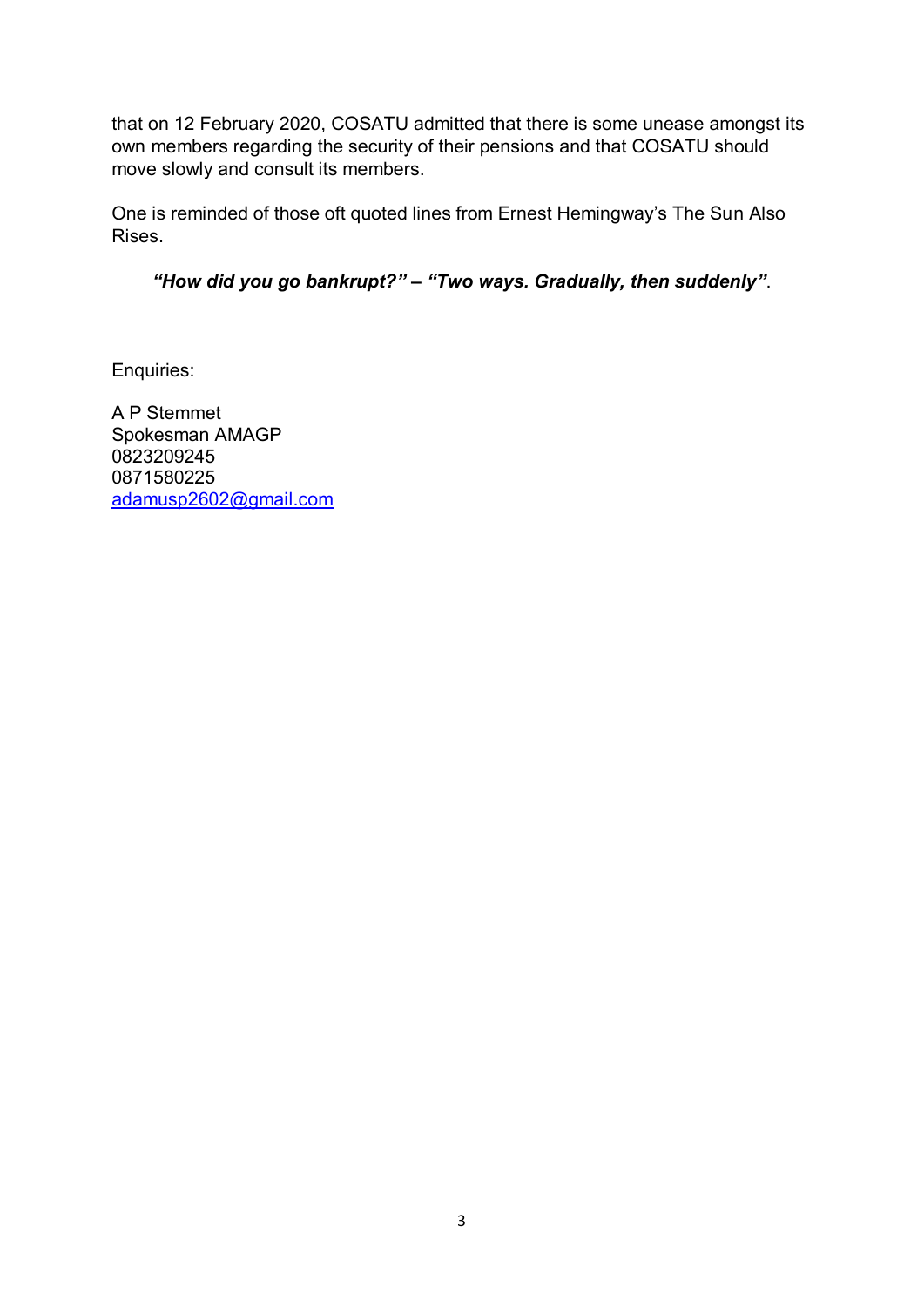that on 12 February 2020, COSATU admitted that there is some unease amongst its own members regarding the security of their pensions and that COSATU should move slowly and consult its members.

One is reminded of those oft quoted lines from Ernest Hemingway's The Sun Also Rises.

***"How did you go bankrupt?" – "Two ways. Gradually, then suddenly"***.

Enquiries:

A P Stemmet
Spokesman AMAGP
0823209245
0871580225
adamusp2602@gmail.com